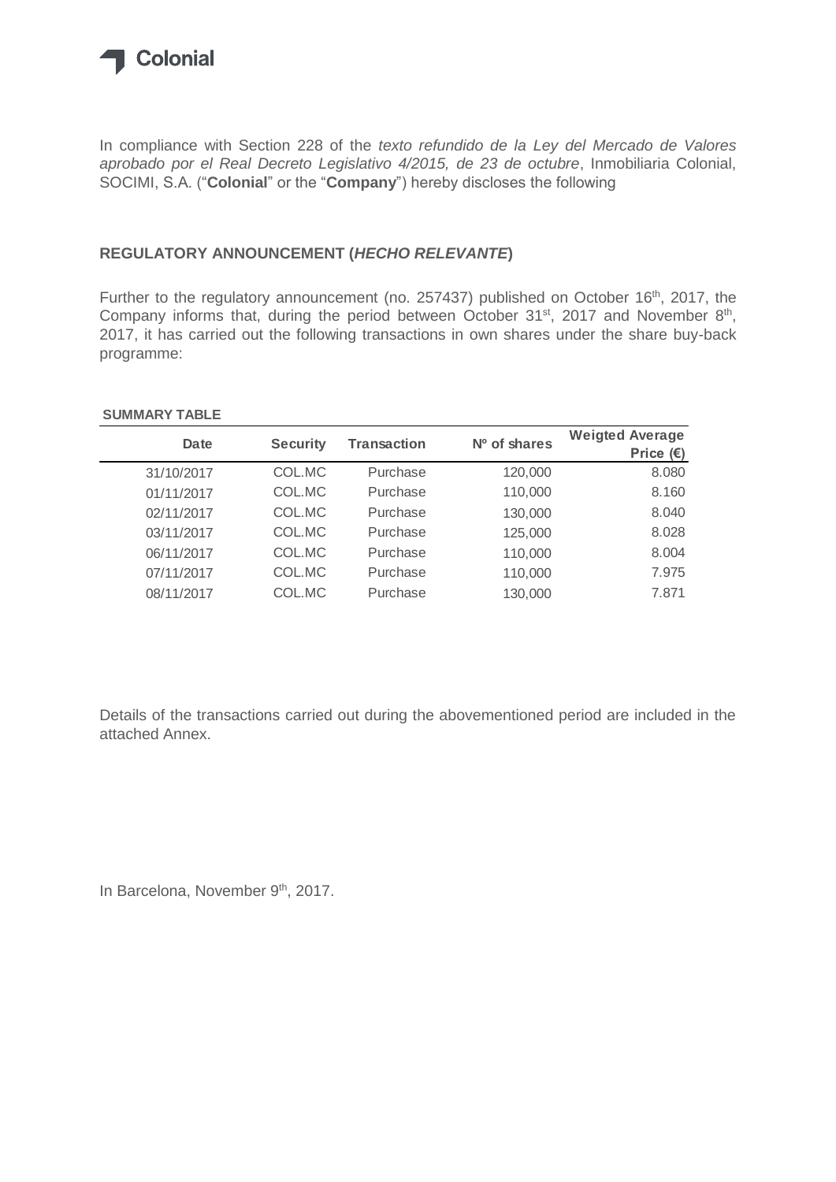Colonial

In compliance with Section 228 of the *texto refundido de la Ley del Mercado de Valores aprobado por el Real Decreto Legislativo 4/2015, de 23 de octubre*, Inmobiliaria Colonial, SOCIMI, S.A. ("**Colonial**" or the "**Company**") hereby discloses the following

## REGULATORY ANNOUNCEMENT (*HECHO RELEVANTE*)

Further to the regulatory announcement (no. 257437) published on October 16th, 2017, the Company informs that, during the period between October 31st, 2017 and November 8th, 2017, it has carried out the following transactions in own shares under the share buy-back programme:

**SUMMARY TABLE**

| Date | Security | Transaction | Nº of shares | Weigted Average Price (€) |
|---|---|---|---|---|
| 31/10/2017 | COL.MC | Purchase | 120,000 | 8.080 |
| 01/11/2017 | COL.MC | Purchase | 110,000 | 8.160 |
| 02/11/2017 | COL.MC | Purchase | 130,000 | 8.040 |
| 03/11/2017 | COL.MC | Purchase | 125,000 | 8.028 |
| 06/11/2017 | COL.MC | Purchase | 110,000 | 8.004 |
| 07/11/2017 | COL.MC | Purchase | 110,000 | 7.975 |
| 08/11/2017 | COL.MC | Purchase | 130,000 | 7.871 |

Details of the transactions carried out during the abovementioned period are included in the attached Annex.

In Barcelona, November 9th, 2017.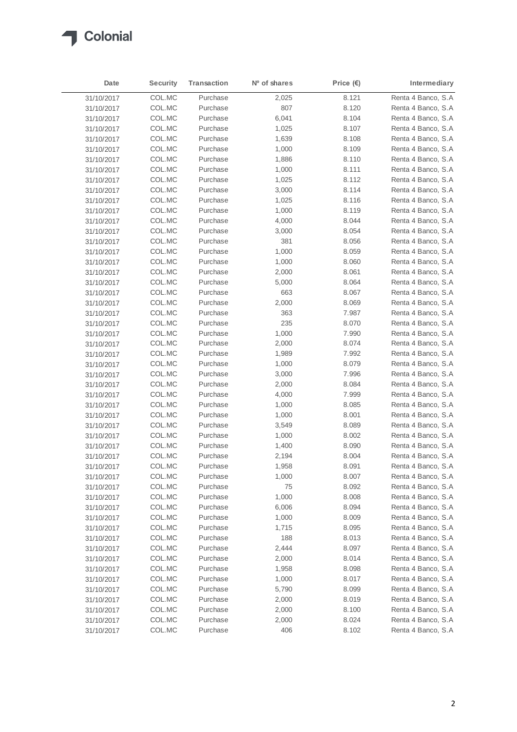| Date | Security | Transaction | Nº of shares | Price (€) | Intermediary |
|---|---|---|---|---|---|
| 31/10/2017 | COL.MC | Purchase | 2,025 | 8.121 | Renta 4 Banco, S.A |
| 31/10/2017 | COL.MC | Purchase | 807 | 8.120 | Renta 4 Banco, S.A |
| 31/10/2017 | COL.MC | Purchase | 6,041 | 8.104 | Renta 4 Banco, S.A |
| 31/10/2017 | COL.MC | Purchase | 1,025 | 8.107 | Renta 4 Banco, S.A |
| 31/10/2017 | COL.MC | Purchase | 1,639 | 8.108 | Renta 4 Banco, S.A |
| 31/10/2017 | COL.MC | Purchase | 1,000 | 8.109 | Renta 4 Banco, S.A |
| 31/10/2017 | COL.MC | Purchase | 1,886 | 8.110 | Renta 4 Banco, S.A |
| 31/10/2017 | COL.MC | Purchase | 1,000 | 8.111 | Renta 4 Banco, S.A |
| 31/10/2017 | COL.MC | Purchase | 1,025 | 8.112 | Renta 4 Banco, S.A |
| 31/10/2017 | COL.MC | Purchase | 3,000 | 8.114 | Renta 4 Banco, S.A |
| 31/10/2017 | COL.MC | Purchase | 1,025 | 8.116 | Renta 4 Banco, S.A |
| 31/10/2017 | COL.MC | Purchase | 1,000 | 8.119 | Renta 4 Banco, S.A |
| 31/10/2017 | COL.MC | Purchase | 4,000 | 8.044 | Renta 4 Banco, S.A |
| 31/10/2017 | COL.MC | Purchase | 3,000 | 8.054 | Renta 4 Banco, S.A |
| 31/10/2017 | COL.MC | Purchase | 381 | 8.056 | Renta 4 Banco, S.A |
| 31/10/2017 | COL.MC | Purchase | 1,000 | 8.059 | Renta 4 Banco, S.A |
| 31/10/2017 | COL.MC | Purchase | 1,000 | 8.060 | Renta 4 Banco, S.A |
| 31/10/2017 | COL.MC | Purchase | 2,000 | 8.061 | Renta 4 Banco, S.A |
| 31/10/2017 | COL.MC | Purchase | 5,000 | 8.064 | Renta 4 Banco, S.A |
| 31/10/2017 | COL.MC | Purchase | 663 | 8.067 | Renta 4 Banco, S.A |
| 31/10/2017 | COL.MC | Purchase | 2,000 | 8.069 | Renta 4 Banco, S.A |
| 31/10/2017 | COL.MC | Purchase | 363 | 7.987 | Renta 4 Banco, S.A |
| 31/10/2017 | COL.MC | Purchase | 235 | 8.070 | Renta 4 Banco, S.A |
| 31/10/2017 | COL.MC | Purchase | 1,000 | 7.990 | Renta 4 Banco, S.A |
| 31/10/2017 | COL.MC | Purchase | 2,000 | 8.074 | Renta 4 Banco, S.A |
| 31/10/2017 | COL.MC | Purchase | 1,989 | 7.992 | Renta 4 Banco, S.A |
| 31/10/2017 | COL.MC | Purchase | 1,000 | 8.079 | Renta 4 Banco, S.A |
| 31/10/2017 | COL.MC | Purchase | 3,000 | 7.996 | Renta 4 Banco, S.A |
| 31/10/2017 | COL.MC | Purchase | 2,000 | 8.084 | Renta 4 Banco, S.A |
| 31/10/2017 | COL.MC | Purchase | 4,000 | 7.999 | Renta 4 Banco, S.A |
| 31/10/2017 | COL.MC | Purchase | 1,000 | 8.085 | Renta 4 Banco, S.A |
| 31/10/2017 | COL.MC | Purchase | 1,000 | 8.001 | Renta 4 Banco, S.A |
| 31/10/2017 | COL.MC | Purchase | 3,549 | 8.089 | Renta 4 Banco, S.A |
| 31/10/2017 | COL.MC | Purchase | 1,000 | 8.002 | Renta 4 Banco, S.A |
| 31/10/2017 | COL.MC | Purchase | 1,400 | 8.090 | Renta 4 Banco, S.A |
| 31/10/2017 | COL.MC | Purchase | 2,194 | 8.004 | Renta 4 Banco, S.A |
| 31/10/2017 | COL.MC | Purchase | 1,958 | 8.091 | Renta 4 Banco, S.A |
| 31/10/2017 | COL.MC | Purchase | 1,000 | 8.007 | Renta 4 Banco, S.A |
| 31/10/2017 | COL.MC | Purchase | 75 | 8.092 | Renta 4 Banco, S.A |
| 31/10/2017 | COL.MC | Purchase | 1,000 | 8.008 | Renta 4 Banco, S.A |
| 31/10/2017 | COL.MC | Purchase | 6,006 | 8.094 | Renta 4 Banco, S.A |
| 31/10/2017 | COL.MC | Purchase | 1,000 | 8.009 | Renta 4 Banco, S.A |
| 31/10/2017 | COL.MC | Purchase | 1,715 | 8.095 | Renta 4 Banco, S.A |
| 31/10/2017 | COL.MC | Purchase | 188 | 8.013 | Renta 4 Banco, S.A |
| 31/10/2017 | COL.MC | Purchase | 2,444 | 8.097 | Renta 4 Banco, S.A |
| 31/10/2017 | COL.MC | Purchase | 2,000 | 8.014 | Renta 4 Banco, S.A |
| 31/10/2017 | COL.MC | Purchase | 1,958 | 8.098 | Renta 4 Banco, S.A |
| 31/10/2017 | COL.MC | Purchase | 1,000 | 8.017 | Renta 4 Banco, S.A |
| 31/10/2017 | COL.MC | Purchase | 5,790 | 8.099 | Renta 4 Banco, S.A |
| 31/10/2017 | COL.MC | Purchase | 2,000 | 8.019 | Renta 4 Banco, S.A |
| 31/10/2017 | COL.MC | Purchase | 2,000 | 8.100 | Renta 4 Banco, S.A |
| 31/10/2017 | COL.MC | Purchase | 2,000 | 8.024 | Renta 4 Banco, S.A |
| 31/10/2017 | COL.MC | Purchase | 406 | 8.102 | Renta 4 Banco, S.A |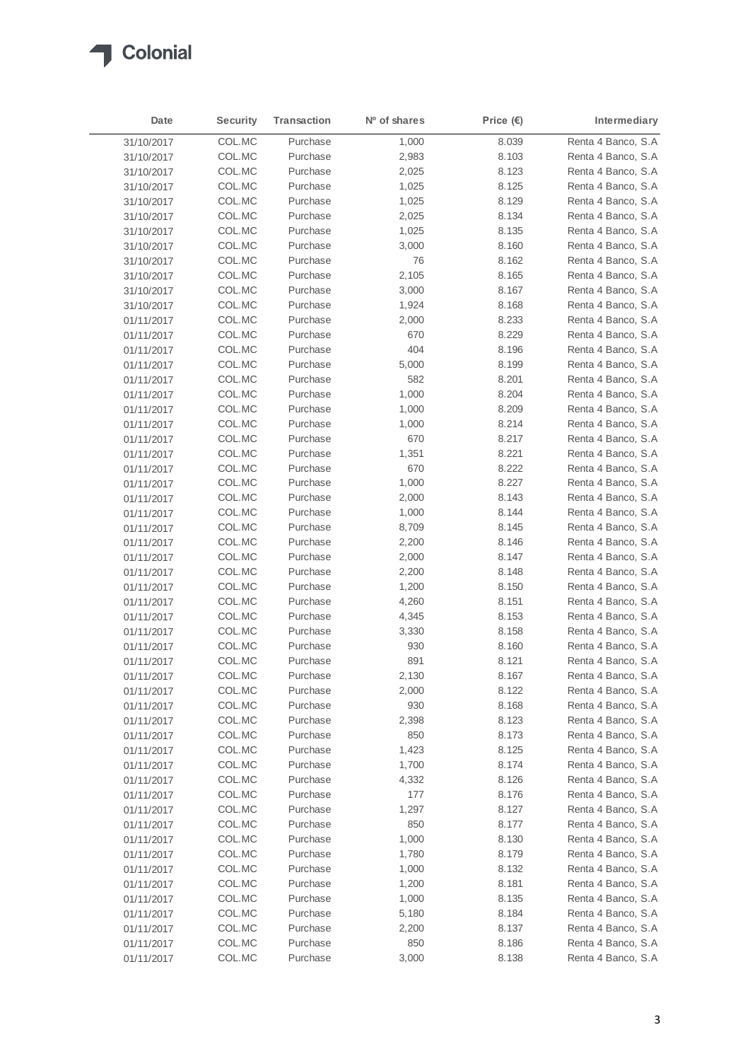| Date | Security | Transaction | Nº of shares | Price (€) | Intermediary |
|---|---|---|---|---|---|
| 31/10/2017 | COL.MC | Purchase | 1,000 | 8.039 | Renta 4 Banco, S.A |
| 31/10/2017 | COL.MC | Purchase | 2,983 | 8.103 | Renta 4 Banco, S.A |
| 31/10/2017 | COL.MC | Purchase | 2,025 | 8.123 | Renta 4 Banco, S.A |
| 31/10/2017 | COL.MC | Purchase | 1,025 | 8.125 | Renta 4 Banco, S.A |
| 31/10/2017 | COL.MC | Purchase | 1,025 | 8.129 | Renta 4 Banco, S.A |
| 31/10/2017 | COL.MC | Purchase | 2,025 | 8.134 | Renta 4 Banco, S.A |
| 31/10/2017 | COL.MC | Purchase | 1,025 | 8.135 | Renta 4 Banco, S.A |
| 31/10/2017 | COL.MC | Purchase | 3,000 | 8.160 | Renta 4 Banco, S.A |
| 31/10/2017 | COL.MC | Purchase | 76 | 8.162 | Renta 4 Banco, S.A |
| 31/10/2017 | COL.MC | Purchase | 2,105 | 8.165 | Renta 4 Banco, S.A |
| 31/10/2017 | COL.MC | Purchase | 3,000 | 8.167 | Renta 4 Banco, S.A |
| 31/10/2017 | COL.MC | Purchase | 1,924 | 8.168 | Renta 4 Banco, S.A |
| 01/11/2017 | COL.MC | Purchase | 2,000 | 8.233 | Renta 4 Banco, S.A |
| 01/11/2017 | COL.MC | Purchase | 670 | 8.229 | Renta 4 Banco, S.A |
| 01/11/2017 | COL.MC | Purchase | 404 | 8.196 | Renta 4 Banco, S.A |
| 01/11/2017 | COL.MC | Purchase | 5,000 | 8.199 | Renta 4 Banco, S.A |
| 01/11/2017 | COL.MC | Purchase | 582 | 8.201 | Renta 4 Banco, S.A |
| 01/11/2017 | COL.MC | Purchase | 1,000 | 8.204 | Renta 4 Banco, S.A |
| 01/11/2017 | COL.MC | Purchase | 1,000 | 8.209 | Renta 4 Banco, S.A |
| 01/11/2017 | COL.MC | Purchase | 1,000 | 8.214 | Renta 4 Banco, S.A |
| 01/11/2017 | COL.MC | Purchase | 670 | 8.217 | Renta 4 Banco, S.A |
| 01/11/2017 | COL.MC | Purchase | 1,351 | 8.221 | Renta 4 Banco, S.A |
| 01/11/2017 | COL.MC | Purchase | 670 | 8.222 | Renta 4 Banco, S.A |
| 01/11/2017 | COL.MC | Purchase | 1,000 | 8.227 | Renta 4 Banco, S.A |
| 01/11/2017 | COL.MC | Purchase | 2,000 | 8.143 | Renta 4 Banco, S.A |
| 01/11/2017 | COL.MC | Purchase | 1,000 | 8.144 | Renta 4 Banco, S.A |
| 01/11/2017 | COL.MC | Purchase | 8,709 | 8.145 | Renta 4 Banco, S.A |
| 01/11/2017 | COL.MC | Purchase | 2,200 | 8.146 | Renta 4 Banco, S.A |
| 01/11/2017 | COL.MC | Purchase | 2,000 | 8.147 | Renta 4 Banco, S.A |
| 01/11/2017 | COL.MC | Purchase | 2,200 | 8.148 | Renta 4 Banco, S.A |
| 01/11/2017 | COL.MC | Purchase | 1,200 | 8.150 | Renta 4 Banco, S.A |
| 01/11/2017 | COL.MC | Purchase | 4,260 | 8.151 | Renta 4 Banco, S.A |
| 01/11/2017 | COL.MC | Purchase | 4,345 | 8.153 | Renta 4 Banco, S.A |
| 01/11/2017 | COL.MC | Purchase | 3,330 | 8.158 | Renta 4 Banco, S.A |
| 01/11/2017 | COL.MC | Purchase | 930 | 8.160 | Renta 4 Banco, S.A |
| 01/11/2017 | COL.MC | Purchase | 891 | 8.121 | Renta 4 Banco, S.A |
| 01/11/2017 | COL.MC | Purchase | 2,130 | 8.167 | Renta 4 Banco, S.A |
| 01/11/2017 | COL.MC | Purchase | 2,000 | 8.122 | Renta 4 Banco, S.A |
| 01/11/2017 | COL.MC | Purchase | 930 | 8.168 | Renta 4 Banco, S.A |
| 01/11/2017 | COL.MC | Purchase | 2,398 | 8.123 | Renta 4 Banco, S.A |
| 01/11/2017 | COL.MC | Purchase | 850 | 8.173 | Renta 4 Banco, S.A |
| 01/11/2017 | COL.MC | Purchase | 1,423 | 8.125 | Renta 4 Banco, S.A |
| 01/11/2017 | COL.MC | Purchase | 1,700 | 8.174 | Renta 4 Banco, S.A |
| 01/11/2017 | COL.MC | Purchase | 4,332 | 8.126 | Renta 4 Banco, S.A |
| 01/11/2017 | COL.MC | Purchase | 177 | 8.176 | Renta 4 Banco, S.A |
| 01/11/2017 | COL.MC | Purchase | 1,297 | 8.127 | Renta 4 Banco, S.A |
| 01/11/2017 | COL.MC | Purchase | 850 | 8.177 | Renta 4 Banco, S.A |
| 01/11/2017 | COL.MC | Purchase | 1,000 | 8.130 | Renta 4 Banco, S.A |
| 01/11/2017 | COL.MC | Purchase | 1,780 | 8.179 | Renta 4 Banco, S.A |
| 01/11/2017 | COL.MC | Purchase | 1,000 | 8.132 | Renta 4 Banco, S.A |
| 01/11/2017 | COL.MC | Purchase | 1,200 | 8.181 | Renta 4 Banco, S.A |
| 01/11/2017 | COL.MC | Purchase | 1,000 | 8.135 | Renta 4 Banco, S.A |
| 01/11/2017 | COL.MC | Purchase | 5,180 | 8.184 | Renta 4 Banco, S.A |
| 01/11/2017 | COL.MC | Purchase | 2,200 | 8.137 | Renta 4 Banco, S.A |
| 01/11/2017 | COL.MC | Purchase | 850 | 8.186 | Renta 4 Banco, S.A |
| 01/11/2017 | COL.MC | Purchase | 3,000 | 8.138 | Renta 4 Banco, S.A |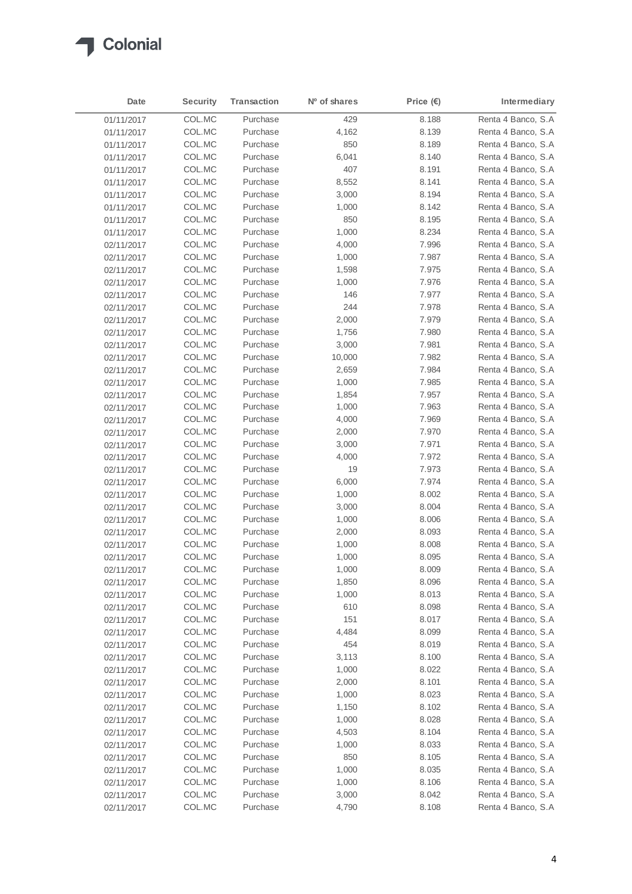| Date | Security | Transaction | Nº of shares | Price (€) | Intermediary |
|---|---|---|---|---|---|
| 01/11/2017 | COL.MC | Purchase | 429 | 8.188 | Renta 4 Banco, S.A |
| 01/11/2017 | COL.MC | Purchase | 4,162 | 8.139 | Renta 4 Banco, S.A |
| 01/11/2017 | COL.MC | Purchase | 850 | 8.189 | Renta 4 Banco, S.A |
| 01/11/2017 | COL.MC | Purchase | 6,041 | 8.140 | Renta 4 Banco, S.A |
| 01/11/2017 | COL.MC | Purchase | 407 | 8.191 | Renta 4 Banco, S.A |
| 01/11/2017 | COL.MC | Purchase | 8,552 | 8.141 | Renta 4 Banco, S.A |
| 01/11/2017 | COL.MC | Purchase | 3,000 | 8.194 | Renta 4 Banco, S.A |
| 01/11/2017 | COL.MC | Purchase | 1,000 | 8.142 | Renta 4 Banco, S.A |
| 01/11/2017 | COL.MC | Purchase | 850 | 8.195 | Renta 4 Banco, S.A |
| 01/11/2017 | COL.MC | Purchase | 1,000 | 8.234 | Renta 4 Banco, S.A |
| 02/11/2017 | COL.MC | Purchase | 4,000 | 7.996 | Renta 4 Banco, S.A |
| 02/11/2017 | COL.MC | Purchase | 1,000 | 7.987 | Renta 4 Banco, S.A |
| 02/11/2017 | COL.MC | Purchase | 1,598 | 7.975 | Renta 4 Banco, S.A |
| 02/11/2017 | COL.MC | Purchase | 1,000 | 7.976 | Renta 4 Banco, S.A |
| 02/11/2017 | COL.MC | Purchase | 146 | 7.977 | Renta 4 Banco, S.A |
| 02/11/2017 | COL.MC | Purchase | 244 | 7.978 | Renta 4 Banco, S.A |
| 02/11/2017 | COL.MC | Purchase | 2,000 | 7.979 | Renta 4 Banco, S.A |
| 02/11/2017 | COL.MC | Purchase | 1,756 | 7.980 | Renta 4 Banco, S.A |
| 02/11/2017 | COL.MC | Purchase | 3,000 | 7.981 | Renta 4 Banco, S.A |
| 02/11/2017 | COL.MC | Purchase | 10,000 | 7.982 | Renta 4 Banco, S.A |
| 02/11/2017 | COL.MC | Purchase | 2,659 | 7.984 | Renta 4 Banco, S.A |
| 02/11/2017 | COL.MC | Purchase | 1,000 | 7.985 | Renta 4 Banco, S.A |
| 02/11/2017 | COL.MC | Purchase | 1,854 | 7.957 | Renta 4 Banco, S.A |
| 02/11/2017 | COL.MC | Purchase | 1,000 | 7.963 | Renta 4 Banco, S.A |
| 02/11/2017 | COL.MC | Purchase | 4,000 | 7.969 | Renta 4 Banco, S.A |
| 02/11/2017 | COL.MC | Purchase | 2,000 | 7.970 | Renta 4 Banco, S.A |
| 02/11/2017 | COL.MC | Purchase | 3,000 | 7.971 | Renta 4 Banco, S.A |
| 02/11/2017 | COL.MC | Purchase | 4,000 | 7.972 | Renta 4 Banco, S.A |
| 02/11/2017 | COL.MC | Purchase | 19 | 7.973 | Renta 4 Banco, S.A |
| 02/11/2017 | COL.MC | Purchase | 6,000 | 7.974 | Renta 4 Banco, S.A |
| 02/11/2017 | COL.MC | Purchase | 1,000 | 8.002 | Renta 4 Banco, S.A |
| 02/11/2017 | COL.MC | Purchase | 3,000 | 8.004 | Renta 4 Banco, S.A |
| 02/11/2017 | COL.MC | Purchase | 1,000 | 8.006 | Renta 4 Banco, S.A |
| 02/11/2017 | COL.MC | Purchase | 2,000 | 8.093 | Renta 4 Banco, S.A |
| 02/11/2017 | COL.MC | Purchase | 1,000 | 8.008 | Renta 4 Banco, S.A |
| 02/11/2017 | COL.MC | Purchase | 1,000 | 8.095 | Renta 4 Banco, S.A |
| 02/11/2017 | COL.MC | Purchase | 1,000 | 8.009 | Renta 4 Banco, S.A |
| 02/11/2017 | COL.MC | Purchase | 1,850 | 8.096 | Renta 4 Banco, S.A |
| 02/11/2017 | COL.MC | Purchase | 1,000 | 8.013 | Renta 4 Banco, S.A |
| 02/11/2017 | COL.MC | Purchase | 610 | 8.098 | Renta 4 Banco, S.A |
| 02/11/2017 | COL.MC | Purchase | 151 | 8.017 | Renta 4 Banco, S.A |
| 02/11/2017 | COL.MC | Purchase | 4,484 | 8.099 | Renta 4 Banco, S.A |
| 02/11/2017 | COL.MC | Purchase | 454 | 8.019 | Renta 4 Banco, S.A |
| 02/11/2017 | COL.MC | Purchase | 3,113 | 8.100 | Renta 4 Banco, S.A |
| 02/11/2017 | COL.MC | Purchase | 1,000 | 8.022 | Renta 4 Banco, S.A |
| 02/11/2017 | COL.MC | Purchase | 2,000 | 8.101 | Renta 4 Banco, S.A |
| 02/11/2017 | COL.MC | Purchase | 1,000 | 8.023 | Renta 4 Banco, S.A |
| 02/11/2017 | COL.MC | Purchase | 1,150 | 8.102 | Renta 4 Banco, S.A |
| 02/11/2017 | COL.MC | Purchase | 1,000 | 8.028 | Renta 4 Banco, S.A |
| 02/11/2017 | COL.MC | Purchase | 4,503 | 8.104 | Renta 4 Banco, S.A |
| 02/11/2017 | COL.MC | Purchase | 1,000 | 8.033 | Renta 4 Banco, S.A |
| 02/11/2017 | COL.MC | Purchase | 850 | 8.105 | Renta 4 Banco, S.A |
| 02/11/2017 | COL.MC | Purchase | 1,000 | 8.035 | Renta 4 Banco, S.A |
| 02/11/2017 | COL.MC | Purchase | 1,000 | 8.106 | Renta 4 Banco, S.A |
| 02/11/2017 | COL.MC | Purchase | 3,000 | 8.042 | Renta 4 Banco, S.A |
| 02/11/2017 | COL.MC | Purchase | 4,790 | 8.108 | Renta 4 Banco, S.A |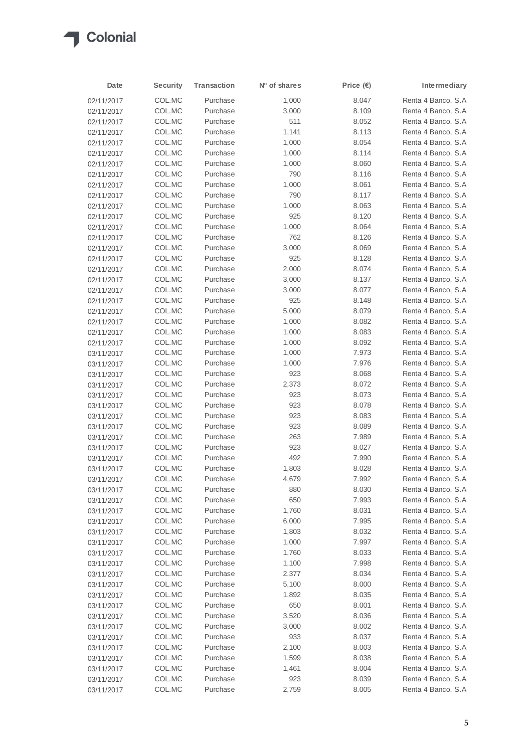| Date | Security | Transaction | Nº of shares | Price (€) | Intermediary |
|---|---|---|---|---|---|
| 02/11/2017 | COL.MC | Purchase | 1,000 | 8.047 | Renta 4 Banco, S.A |
| 02/11/2017 | COL.MC | Purchase | 3,000 | 8.109 | Renta 4 Banco, S.A |
| 02/11/2017 | COL.MC | Purchase | 511 | 8.052 | Renta 4 Banco, S.A |
| 02/11/2017 | COL.MC | Purchase | 1,141 | 8.113 | Renta 4 Banco, S.A |
| 02/11/2017 | COL.MC | Purchase | 1,000 | 8.054 | Renta 4 Banco, S.A |
| 02/11/2017 | COL.MC | Purchase | 1,000 | 8.114 | Renta 4 Banco, S.A |
| 02/11/2017 | COL.MC | Purchase | 1,000 | 8.060 | Renta 4 Banco, S.A |
| 02/11/2017 | COL.MC | Purchase | 790 | 8.116 | Renta 4 Banco, S.A |
| 02/11/2017 | COL.MC | Purchase | 1,000 | 8.061 | Renta 4 Banco, S.A |
| 02/11/2017 | COL.MC | Purchase | 790 | 8.117 | Renta 4 Banco, S.A |
| 02/11/2017 | COL.MC | Purchase | 1,000 | 8.063 | Renta 4 Banco, S.A |
| 02/11/2017 | COL.MC | Purchase | 925 | 8.120 | Renta 4 Banco, S.A |
| 02/11/2017 | COL.MC | Purchase | 1,000 | 8.064 | Renta 4 Banco, S.A |
| 02/11/2017 | COL.MC | Purchase | 762 | 8.126 | Renta 4 Banco, S.A |
| 02/11/2017 | COL.MC | Purchase | 3,000 | 8.069 | Renta 4 Banco, S.A |
| 02/11/2017 | COL.MC | Purchase | 925 | 8.128 | Renta 4 Banco, S.A |
| 02/11/2017 | COL.MC | Purchase | 2,000 | 8.074 | Renta 4 Banco, S.A |
| 02/11/2017 | COL.MC | Purchase | 3,000 | 8.137 | Renta 4 Banco, S.A |
| 02/11/2017 | COL.MC | Purchase | 3,000 | 8.077 | Renta 4 Banco, S.A |
| 02/11/2017 | COL.MC | Purchase | 925 | 8.148 | Renta 4 Banco, S.A |
| 02/11/2017 | COL.MC | Purchase | 5,000 | 8.079 | Renta 4 Banco, S.A |
| 02/11/2017 | COL.MC | Purchase | 1,000 | 8.082 | Renta 4 Banco, S.A |
| 02/11/2017 | COL.MC | Purchase | 1,000 | 8.083 | Renta 4 Banco, S.A |
| 02/11/2017 | COL.MC | Purchase | 1,000 | 8.092 | Renta 4 Banco, S.A |
| 03/11/2017 | COL.MC | Purchase | 1,000 | 7.973 | Renta 4 Banco, S.A |
| 03/11/2017 | COL.MC | Purchase | 1,000 | 7.976 | Renta 4 Banco, S.A |
| 03/11/2017 | COL.MC | Purchase | 923 | 8.068 | Renta 4 Banco, S.A |
| 03/11/2017 | COL.MC | Purchase | 2,373 | 8.072 | Renta 4 Banco, S.A |
| 03/11/2017 | COL.MC | Purchase | 923 | 8.073 | Renta 4 Banco, S.A |
| 03/11/2017 | COL.MC | Purchase | 923 | 8.078 | Renta 4 Banco, S.A |
| 03/11/2017 | COL.MC | Purchase | 923 | 8.083 | Renta 4 Banco, S.A |
| 03/11/2017 | COL.MC | Purchase | 923 | 8.089 | Renta 4 Banco, S.A |
| 03/11/2017 | COL.MC | Purchase | 263 | 7.989 | Renta 4 Banco, S.A |
| 03/11/2017 | COL.MC | Purchase | 923 | 8.027 | Renta 4 Banco, S.A |
| 03/11/2017 | COL.MC | Purchase | 492 | 7.990 | Renta 4 Banco, S.A |
| 03/11/2017 | COL.MC | Purchase | 1,803 | 8.028 | Renta 4 Banco, S.A |
| 03/11/2017 | COL.MC | Purchase | 4,679 | 7.992 | Renta 4 Banco, S.A |
| 03/11/2017 | COL.MC | Purchase | 880 | 8.030 | Renta 4 Banco, S.A |
| 03/11/2017 | COL.MC | Purchase | 650 | 7.993 | Renta 4 Banco, S.A |
| 03/11/2017 | COL.MC | Purchase | 1,760 | 8.031 | Renta 4 Banco, S.A |
| 03/11/2017 | COL.MC | Purchase | 6,000 | 7.995 | Renta 4 Banco, S.A |
| 03/11/2017 | COL.MC | Purchase | 1,803 | 8.032 | Renta 4 Banco, S.A |
| 03/11/2017 | COL.MC | Purchase | 1,000 | 7.997 | Renta 4 Banco, S.A |
| 03/11/2017 | COL.MC | Purchase | 1,760 | 8.033 | Renta 4 Banco, S.A |
| 03/11/2017 | COL.MC | Purchase | 1,100 | 7.998 | Renta 4 Banco, S.A |
| 03/11/2017 | COL.MC | Purchase | 2,377 | 8.034 | Renta 4 Banco, S.A |
| 03/11/2017 | COL.MC | Purchase | 5,100 | 8.000 | Renta 4 Banco, S.A |
| 03/11/2017 | COL.MC | Purchase | 1,892 | 8.035 | Renta 4 Banco, S.A |
| 03/11/2017 | COL.MC | Purchase | 650 | 8.001 | Renta 4 Banco, S.A |
| 03/11/2017 | COL.MC | Purchase | 3,520 | 8.036 | Renta 4 Banco, S.A |
| 03/11/2017 | COL.MC | Purchase | 3,000 | 8.002 | Renta 4 Banco, S.A |
| 03/11/2017 | COL.MC | Purchase | 933 | 8.037 | Renta 4 Banco, S.A |
| 03/11/2017 | COL.MC | Purchase | 2,100 | 8.003 | Renta 4 Banco, S.A |
| 03/11/2017 | COL.MC | Purchase | 1,599 | 8.038 | Renta 4 Banco, S.A |
| 03/11/2017 | COL.MC | Purchase | 1,461 | 8.004 | Renta 4 Banco, S.A |
| 03/11/2017 | COL.MC | Purchase | 923 | 8.039 | Renta 4 Banco, S.A |
| 03/11/2017 | COL.MC | Purchase | 2,759 | 8.005 | Renta 4 Banco, S.A |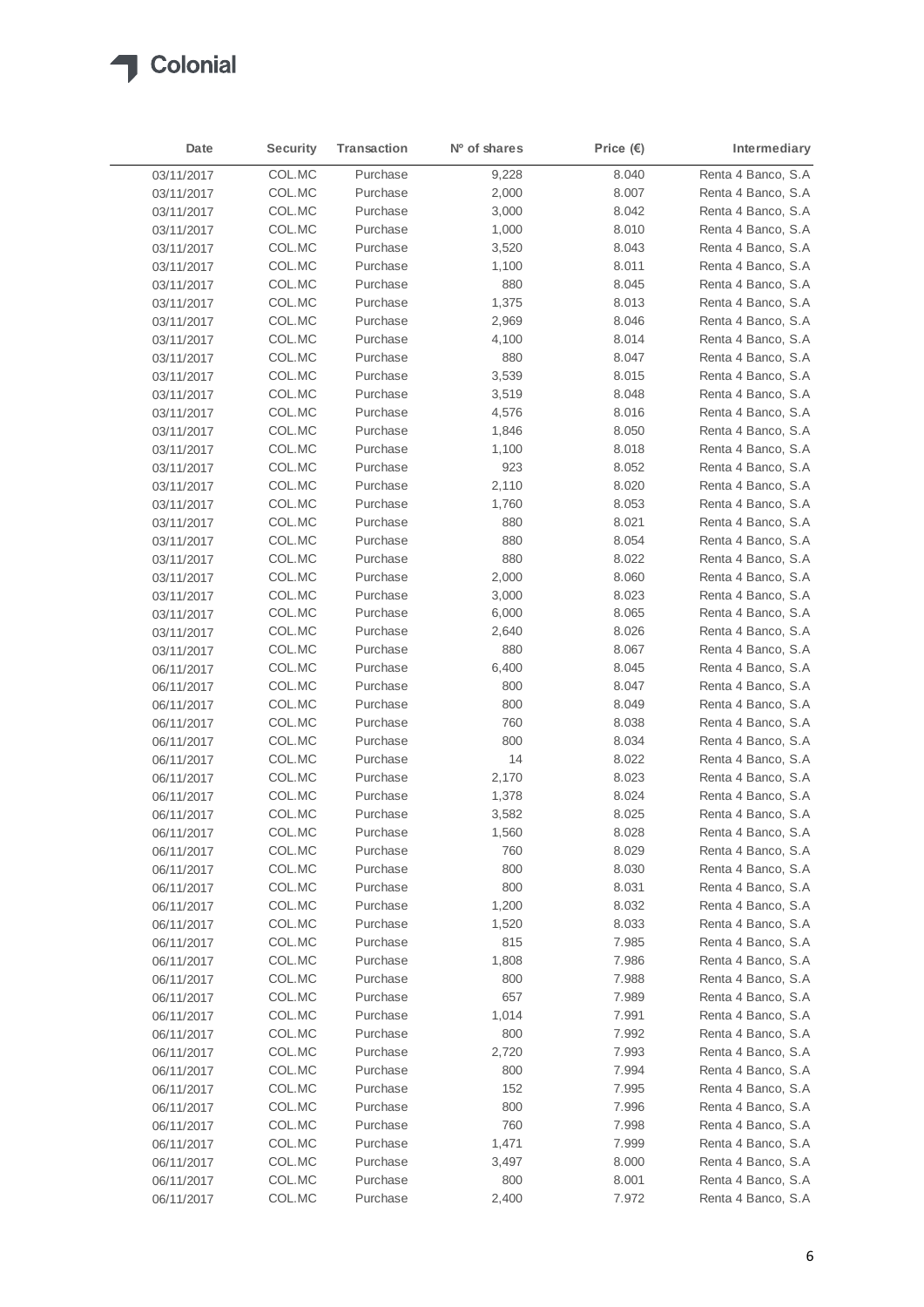| Date | Security | Transaction | Nº of shares | Price (€) | Intermediary |
|---|---|---|---|---|---|
| 03/11/2017 | COL.MC | Purchase | 9,228 | 8.040 | Renta 4 Banco, S.A |
| 03/11/2017 | COL.MC | Purchase | 2,000 | 8.007 | Renta 4 Banco, S.A |
| 03/11/2017 | COL.MC | Purchase | 3,000 | 8.042 | Renta 4 Banco, S.A |
| 03/11/2017 | COL.MC | Purchase | 1,000 | 8.010 | Renta 4 Banco, S.A |
| 03/11/2017 | COL.MC | Purchase | 3,520 | 8.043 | Renta 4 Banco, S.A |
| 03/11/2017 | COL.MC | Purchase | 1,100 | 8.011 | Renta 4 Banco, S.A |
| 03/11/2017 | COL.MC | Purchase | 880 | 8.045 | Renta 4 Banco, S.A |
| 03/11/2017 | COL.MC | Purchase | 1,375 | 8.013 | Renta 4 Banco, S.A |
| 03/11/2017 | COL.MC | Purchase | 2,969 | 8.046 | Renta 4 Banco, S.A |
| 03/11/2017 | COL.MC | Purchase | 4,100 | 8.014 | Renta 4 Banco, S.A |
| 03/11/2017 | COL.MC | Purchase | 880 | 8.047 | Renta 4 Banco, S.A |
| 03/11/2017 | COL.MC | Purchase | 3,539 | 8.015 | Renta 4 Banco, S.A |
| 03/11/2017 | COL.MC | Purchase | 3,519 | 8.048 | Renta 4 Banco, S.A |
| 03/11/2017 | COL.MC | Purchase | 4,576 | 8.016 | Renta 4 Banco, S.A |
| 03/11/2017 | COL.MC | Purchase | 1,846 | 8.050 | Renta 4 Banco, S.A |
| 03/11/2017 | COL.MC | Purchase | 1,100 | 8.018 | Renta 4 Banco, S.A |
| 03/11/2017 | COL.MC | Purchase | 923 | 8.052 | Renta 4 Banco, S.A |
| 03/11/2017 | COL.MC | Purchase | 2,110 | 8.020 | Renta 4 Banco, S.A |
| 03/11/2017 | COL.MC | Purchase | 1,760 | 8.053 | Renta 4 Banco, S.A |
| 03/11/2017 | COL.MC | Purchase | 880 | 8.021 | Renta 4 Banco, S.A |
| 03/11/2017 | COL.MC | Purchase | 880 | 8.054 | Renta 4 Banco, S.A |
| 03/11/2017 | COL.MC | Purchase | 880 | 8.022 | Renta 4 Banco, S.A |
| 03/11/2017 | COL.MC | Purchase | 2,000 | 8.060 | Renta 4 Banco, S.A |
| 03/11/2017 | COL.MC | Purchase | 3,000 | 8.023 | Renta 4 Banco, S.A |
| 03/11/2017 | COL.MC | Purchase | 6,000 | 8.065 | Renta 4 Banco, S.A |
| 03/11/2017 | COL.MC | Purchase | 2,640 | 8.026 | Renta 4 Banco, S.A |
| 03/11/2017 | COL.MC | Purchase | 880 | 8.067 | Renta 4 Banco, S.A |
| 06/11/2017 | COL.MC | Purchase | 6,400 | 8.045 | Renta 4 Banco, S.A |
| 06/11/2017 | COL.MC | Purchase | 800 | 8.047 | Renta 4 Banco, S.A |
| 06/11/2017 | COL.MC | Purchase | 800 | 8.049 | Renta 4 Banco, S.A |
| 06/11/2017 | COL.MC | Purchase | 760 | 8.038 | Renta 4 Banco, S.A |
| 06/11/2017 | COL.MC | Purchase | 800 | 8.034 | Renta 4 Banco, S.A |
| 06/11/2017 | COL.MC | Purchase | 14 | 8.022 | Renta 4 Banco, S.A |
| 06/11/2017 | COL.MC | Purchase | 2,170 | 8.023 | Renta 4 Banco, S.A |
| 06/11/2017 | COL.MC | Purchase | 1,378 | 8.024 | Renta 4 Banco, S.A |
| 06/11/2017 | COL.MC | Purchase | 3,582 | 8.025 | Renta 4 Banco, S.A |
| 06/11/2017 | COL.MC | Purchase | 1,560 | 8.028 | Renta 4 Banco, S.A |
| 06/11/2017 | COL.MC | Purchase | 760 | 8.029 | Renta 4 Banco, S.A |
| 06/11/2017 | COL.MC | Purchase | 800 | 8.030 | Renta 4 Banco, S.A |
| 06/11/2017 | COL.MC | Purchase | 800 | 8.031 | Renta 4 Banco, S.A |
| 06/11/2017 | COL.MC | Purchase | 1,200 | 8.032 | Renta 4 Banco, S.A |
| 06/11/2017 | COL.MC | Purchase | 1,520 | 8.033 | Renta 4 Banco, S.A |
| 06/11/2017 | COL.MC | Purchase | 815 | 7.985 | Renta 4 Banco, S.A |
| 06/11/2017 | COL.MC | Purchase | 1,808 | 7.986 | Renta 4 Banco, S.A |
| 06/11/2017 | COL.MC | Purchase | 800 | 7.988 | Renta 4 Banco, S.A |
| 06/11/2017 | COL.MC | Purchase | 657 | 7.989 | Renta 4 Banco, S.A |
| 06/11/2017 | COL.MC | Purchase | 1,014 | 7.991 | Renta 4 Banco, S.A |
| 06/11/2017 | COL.MC | Purchase | 800 | 7.992 | Renta 4 Banco, S.A |
| 06/11/2017 | COL.MC | Purchase | 2,720 | 7.993 | Renta 4 Banco, S.A |
| 06/11/2017 | COL.MC | Purchase | 800 | 7.994 | Renta 4 Banco, S.A |
| 06/11/2017 | COL.MC | Purchase | 152 | 7.995 | Renta 4 Banco, S.A |
| 06/11/2017 | COL.MC | Purchase | 800 | 7.996 | Renta 4 Banco, S.A |
| 06/11/2017 | COL.MC | Purchase | 760 | 7.998 | Renta 4 Banco, S.A |
| 06/11/2017 | COL.MC | Purchase | 1,471 | 7.999 | Renta 4 Banco, S.A |
| 06/11/2017 | COL.MC | Purchase | 3,497 | 8.000 | Renta 4 Banco, S.A |
| 06/11/2017 | COL.MC | Purchase | 800 | 8.001 | Renta 4 Banco, S.A |
| 06/11/2017 | COL.MC | Purchase | 2,400 | 7.972 | Renta 4 Banco, S.A |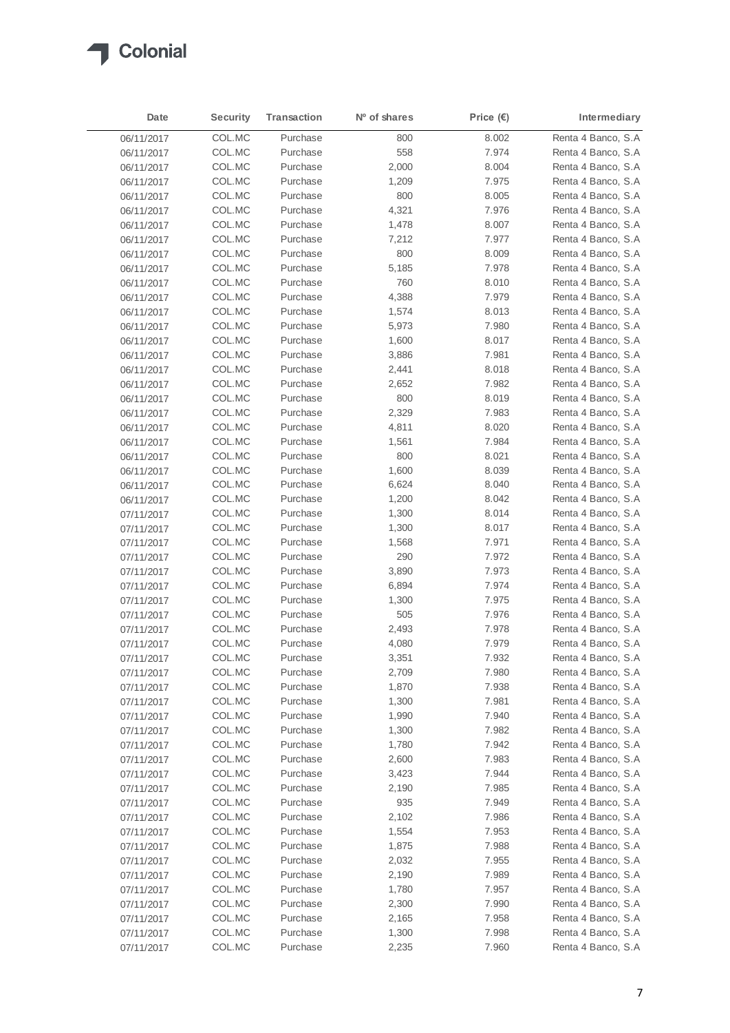| Date | Security | Transaction | Nº of shares | Price (€) | Intermediary |
|---|---|---|---|---|---|
| 06/11/2017 | COL.MC | Purchase | 800 | 8.002 | Renta 4 Banco, S.A |
| 06/11/2017 | COL.MC | Purchase | 558 | 7.974 | Renta 4 Banco, S.A |
| 06/11/2017 | COL.MC | Purchase | 2,000 | 8.004 | Renta 4 Banco, S.A |
| 06/11/2017 | COL.MC | Purchase | 1,209 | 7.975 | Renta 4 Banco, S.A |
| 06/11/2017 | COL.MC | Purchase | 800 | 8.005 | Renta 4 Banco, S.A |
| 06/11/2017 | COL.MC | Purchase | 4,321 | 7.976 | Renta 4 Banco, S.A |
| 06/11/2017 | COL.MC | Purchase | 1,478 | 8.007 | Renta 4 Banco, S.A |
| 06/11/2017 | COL.MC | Purchase | 7,212 | 7.977 | Renta 4 Banco, S.A |
| 06/11/2017 | COL.MC | Purchase | 800 | 8.009 | Renta 4 Banco, S.A |
| 06/11/2017 | COL.MC | Purchase | 5,185 | 7.978 | Renta 4 Banco, S.A |
| 06/11/2017 | COL.MC | Purchase | 760 | 8.010 | Renta 4 Banco, S.A |
| 06/11/2017 | COL.MC | Purchase | 4,388 | 7.979 | Renta 4 Banco, S.A |
| 06/11/2017 | COL.MC | Purchase | 1,574 | 8.013 | Renta 4 Banco, S.A |
| 06/11/2017 | COL.MC | Purchase | 5,973 | 7.980 | Renta 4 Banco, S.A |
| 06/11/2017 | COL.MC | Purchase | 1,600 | 8.017 | Renta 4 Banco, S.A |
| 06/11/2017 | COL.MC | Purchase | 3,886 | 7.981 | Renta 4 Banco, S.A |
| 06/11/2017 | COL.MC | Purchase | 2,441 | 8.018 | Renta 4 Banco, S.A |
| 06/11/2017 | COL.MC | Purchase | 2,652 | 7.982 | Renta 4 Banco, S.A |
| 06/11/2017 | COL.MC | Purchase | 800 | 8.019 | Renta 4 Banco, S.A |
| 06/11/2017 | COL.MC | Purchase | 2,329 | 7.983 | Renta 4 Banco, S.A |
| 06/11/2017 | COL.MC | Purchase | 4,811 | 8.020 | Renta 4 Banco, S.A |
| 06/11/2017 | COL.MC | Purchase | 1,561 | 7.984 | Renta 4 Banco, S.A |
| 06/11/2017 | COL.MC | Purchase | 800 | 8.021 | Renta 4 Banco, S.A |
| 06/11/2017 | COL.MC | Purchase | 1,600 | 8.039 | Renta 4 Banco, S.A |
| 06/11/2017 | COL.MC | Purchase | 6,624 | 8.040 | Renta 4 Banco, S.A |
| 06/11/2017 | COL.MC | Purchase | 1,200 | 8.042 | Renta 4 Banco, S.A |
| 07/11/2017 | COL.MC | Purchase | 1,300 | 8.014 | Renta 4 Banco, S.A |
| 07/11/2017 | COL.MC | Purchase | 1,300 | 8.017 | Renta 4 Banco, S.A |
| 07/11/2017 | COL.MC | Purchase | 1,568 | 7.971 | Renta 4 Banco, S.A |
| 07/11/2017 | COL.MC | Purchase | 290 | 7.972 | Renta 4 Banco, S.A |
| 07/11/2017 | COL.MC | Purchase | 3,890 | 7.973 | Renta 4 Banco, S.A |
| 07/11/2017 | COL.MC | Purchase | 6,894 | 7.974 | Renta 4 Banco, S.A |
| 07/11/2017 | COL.MC | Purchase | 1,300 | 7.975 | Renta 4 Banco, S.A |
| 07/11/2017 | COL.MC | Purchase | 505 | 7.976 | Renta 4 Banco, S.A |
| 07/11/2017 | COL.MC | Purchase | 2,493 | 7.978 | Renta 4 Banco, S.A |
| 07/11/2017 | COL.MC | Purchase | 4,080 | 7.979 | Renta 4 Banco, S.A |
| 07/11/2017 | COL.MC | Purchase | 3,351 | 7.932 | Renta 4 Banco, S.A |
| 07/11/2017 | COL.MC | Purchase | 2,709 | 7.980 | Renta 4 Banco, S.A |
| 07/11/2017 | COL.MC | Purchase | 1,870 | 7.938 | Renta 4 Banco, S.A |
| 07/11/2017 | COL.MC | Purchase | 1,300 | 7.981 | Renta 4 Banco, S.A |
| 07/11/2017 | COL.MC | Purchase | 1,990 | 7.940 | Renta 4 Banco, S.A |
| 07/11/2017 | COL.MC | Purchase | 1,300 | 7.982 | Renta 4 Banco, S.A |
| 07/11/2017 | COL.MC | Purchase | 1,780 | 7.942 | Renta 4 Banco, S.A |
| 07/11/2017 | COL.MC | Purchase | 2,600 | 7.983 | Renta 4 Banco, S.A |
| 07/11/2017 | COL.MC | Purchase | 3,423 | 7.944 | Renta 4 Banco, S.A |
| 07/11/2017 | COL.MC | Purchase | 2,190 | 7.985 | Renta 4 Banco, S.A |
| 07/11/2017 | COL.MC | Purchase | 935 | 7.949 | Renta 4 Banco, S.A |
| 07/11/2017 | COL.MC | Purchase | 2,102 | 7.986 | Renta 4 Banco, S.A |
| 07/11/2017 | COL.MC | Purchase | 1,554 | 7.953 | Renta 4 Banco, S.A |
| 07/11/2017 | COL.MC | Purchase | 1,875 | 7.988 | Renta 4 Banco, S.A |
| 07/11/2017 | COL.MC | Purchase | 2,032 | 7.955 | Renta 4 Banco, S.A |
| 07/11/2017 | COL.MC | Purchase | 2,190 | 7.989 | Renta 4 Banco, S.A |
| 07/11/2017 | COL.MC | Purchase | 1,780 | 7.957 | Renta 4 Banco, S.A |
| 07/11/2017 | COL.MC | Purchase | 2,300 | 7.990 | Renta 4 Banco, S.A |
| 07/11/2017 | COL.MC | Purchase | 2,165 | 7.958 | Renta 4 Banco, S.A |
| 07/11/2017 | COL.MC | Purchase | 1,300 | 7.998 | Renta 4 Banco, S.A |
| 07/11/2017 | COL.MC | Purchase | 2,235 | 7.960 | Renta 4 Banco, S.A |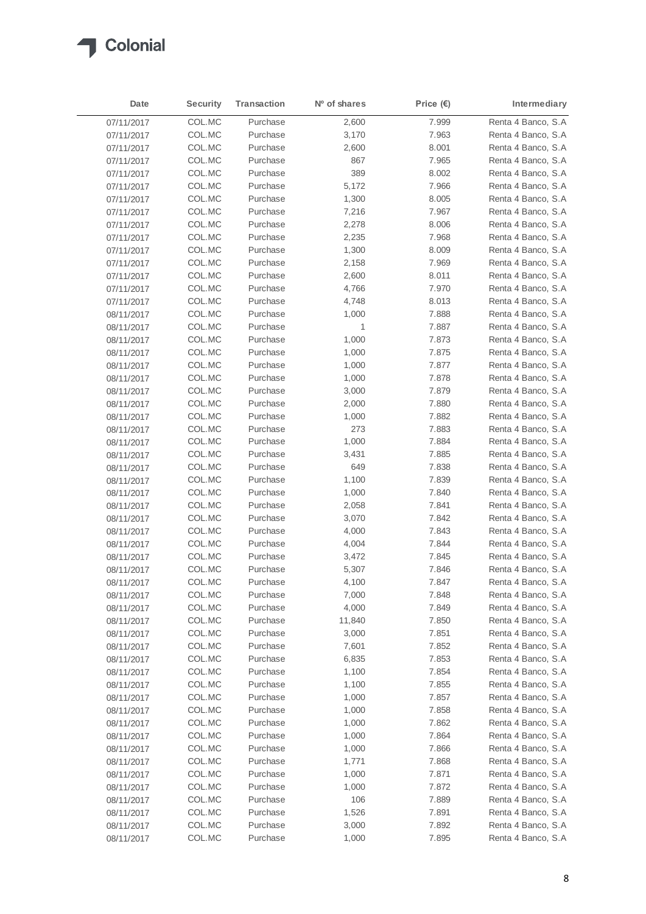| Date | Security | Transaction | Nº of shares | Price (€) | Intermediary |
|---|---|---|---|---|---|
| 07/11/2017 | COL.MC | Purchase | 2,600 | 7.999 | Renta 4 Banco, S.A |
| 07/11/2017 | COL.MC | Purchase | 3,170 | 7.963 | Renta 4 Banco, S.A |
| 07/11/2017 | COL.MC | Purchase | 2,600 | 8.001 | Renta 4 Banco, S.A |
| 07/11/2017 | COL.MC | Purchase | 867 | 7.965 | Renta 4 Banco, S.A |
| 07/11/2017 | COL.MC | Purchase | 389 | 8.002 | Renta 4 Banco, S.A |
| 07/11/2017 | COL.MC | Purchase | 5,172 | 7.966 | Renta 4 Banco, S.A |
| 07/11/2017 | COL.MC | Purchase | 1,300 | 8.005 | Renta 4 Banco, S.A |
| 07/11/2017 | COL.MC | Purchase | 7,216 | 7.967 | Renta 4 Banco, S.A |
| 07/11/2017 | COL.MC | Purchase | 2,278 | 8.006 | Renta 4 Banco, S.A |
| 07/11/2017 | COL.MC | Purchase | 2,235 | 7.968 | Renta 4 Banco, S.A |
| 07/11/2017 | COL.MC | Purchase | 1,300 | 8.009 | Renta 4 Banco, S.A |
| 07/11/2017 | COL.MC | Purchase | 2,158 | 7.969 | Renta 4 Banco, S.A |
| 07/11/2017 | COL.MC | Purchase | 2,600 | 8.011 | Renta 4 Banco, S.A |
| 07/11/2017 | COL.MC | Purchase | 4,766 | 7.970 | Renta 4 Banco, S.A |
| 07/11/2017 | COL.MC | Purchase | 4,748 | 8.013 | Renta 4 Banco, S.A |
| 08/11/2017 | COL.MC | Purchase | 1,000 | 7.888 | Renta 4 Banco, S.A |
| 08/11/2017 | COL.MC | Purchase | 1 | 7.887 | Renta 4 Banco, S.A |
| 08/11/2017 | COL.MC | Purchase | 1,000 | 7.873 | Renta 4 Banco, S.A |
| 08/11/2017 | COL.MC | Purchase | 1,000 | 7.875 | Renta 4 Banco, S.A |
| 08/11/2017 | COL.MC | Purchase | 1,000 | 7.877 | Renta 4 Banco, S.A |
| 08/11/2017 | COL.MC | Purchase | 1,000 | 7.878 | Renta 4 Banco, S.A |
| 08/11/2017 | COL.MC | Purchase | 3,000 | 7.879 | Renta 4 Banco, S.A |
| 08/11/2017 | COL.MC | Purchase | 2,000 | 7.880 | Renta 4 Banco, S.A |
| 08/11/2017 | COL.MC | Purchase | 1,000 | 7.882 | Renta 4 Banco, S.A |
| 08/11/2017 | COL.MC | Purchase | 273 | 7.883 | Renta 4 Banco, S.A |
| 08/11/2017 | COL.MC | Purchase | 1,000 | 7.884 | Renta 4 Banco, S.A |
| 08/11/2017 | COL.MC | Purchase | 3,431 | 7.885 | Renta 4 Banco, S.A |
| 08/11/2017 | COL.MC | Purchase | 649 | 7.838 | Renta 4 Banco, S.A |
| 08/11/2017 | COL.MC | Purchase | 1,100 | 7.839 | Renta 4 Banco, S.A |
| 08/11/2017 | COL.MC | Purchase | 1,000 | 7.840 | Renta 4 Banco, S.A |
| 08/11/2017 | COL.MC | Purchase | 2,058 | 7.841 | Renta 4 Banco, S.A |
| 08/11/2017 | COL.MC | Purchase | 3,070 | 7.842 | Renta 4 Banco, S.A |
| 08/11/2017 | COL.MC | Purchase | 4,000 | 7.843 | Renta 4 Banco, S.A |
| 08/11/2017 | COL.MC | Purchase | 4,004 | 7.844 | Renta 4 Banco, S.A |
| 08/11/2017 | COL.MC | Purchase | 3,472 | 7.845 | Renta 4 Banco, S.A |
| 08/11/2017 | COL.MC | Purchase | 5,307 | 7.846 | Renta 4 Banco, S.A |
| 08/11/2017 | COL.MC | Purchase | 4,100 | 7.847 | Renta 4 Banco, S.A |
| 08/11/2017 | COL.MC | Purchase | 7,000 | 7.848 | Renta 4 Banco, S.A |
| 08/11/2017 | COL.MC | Purchase | 4,000 | 7.849 | Renta 4 Banco, S.A |
| 08/11/2017 | COL.MC | Purchase | 11,840 | 7.850 | Renta 4 Banco, S.A |
| 08/11/2017 | COL.MC | Purchase | 3,000 | 7.851 | Renta 4 Banco, S.A |
| 08/11/2017 | COL.MC | Purchase | 7,601 | 7.852 | Renta 4 Banco, S.A |
| 08/11/2017 | COL.MC | Purchase | 6,835 | 7.853 | Renta 4 Banco, S.A |
| 08/11/2017 | COL.MC | Purchase | 1,100 | 7.854 | Renta 4 Banco, S.A |
| 08/11/2017 | COL.MC | Purchase | 1,100 | 7.855 | Renta 4 Banco, S.A |
| 08/11/2017 | COL.MC | Purchase | 1,000 | 7.857 | Renta 4 Banco, S.A |
| 08/11/2017 | COL.MC | Purchase | 1,000 | 7.858 | Renta 4 Banco, S.A |
| 08/11/2017 | COL.MC | Purchase | 1,000 | 7.862 | Renta 4 Banco, S.A |
| 08/11/2017 | COL.MC | Purchase | 1,000 | 7.864 | Renta 4 Banco, S.A |
| 08/11/2017 | COL.MC | Purchase | 1,000 | 7.866 | Renta 4 Banco, S.A |
| 08/11/2017 | COL.MC | Purchase | 1,771 | 7.868 | Renta 4 Banco, S.A |
| 08/11/2017 | COL.MC | Purchase | 1,000 | 7.871 | Renta 4 Banco, S.A |
| 08/11/2017 | COL.MC | Purchase | 1,000 | 7.872 | Renta 4 Banco, S.A |
| 08/11/2017 | COL.MC | Purchase | 106 | 7.889 | Renta 4 Banco, S.A |
| 08/11/2017 | COL.MC | Purchase | 1,526 | 7.891 | Renta 4 Banco, S.A |
| 08/11/2017 | COL.MC | Purchase | 3,000 | 7.892 | Renta 4 Banco, S.A |
| 08/11/2017 | COL.MC | Purchase | 1,000 | 7.895 | Renta 4 Banco, S.A |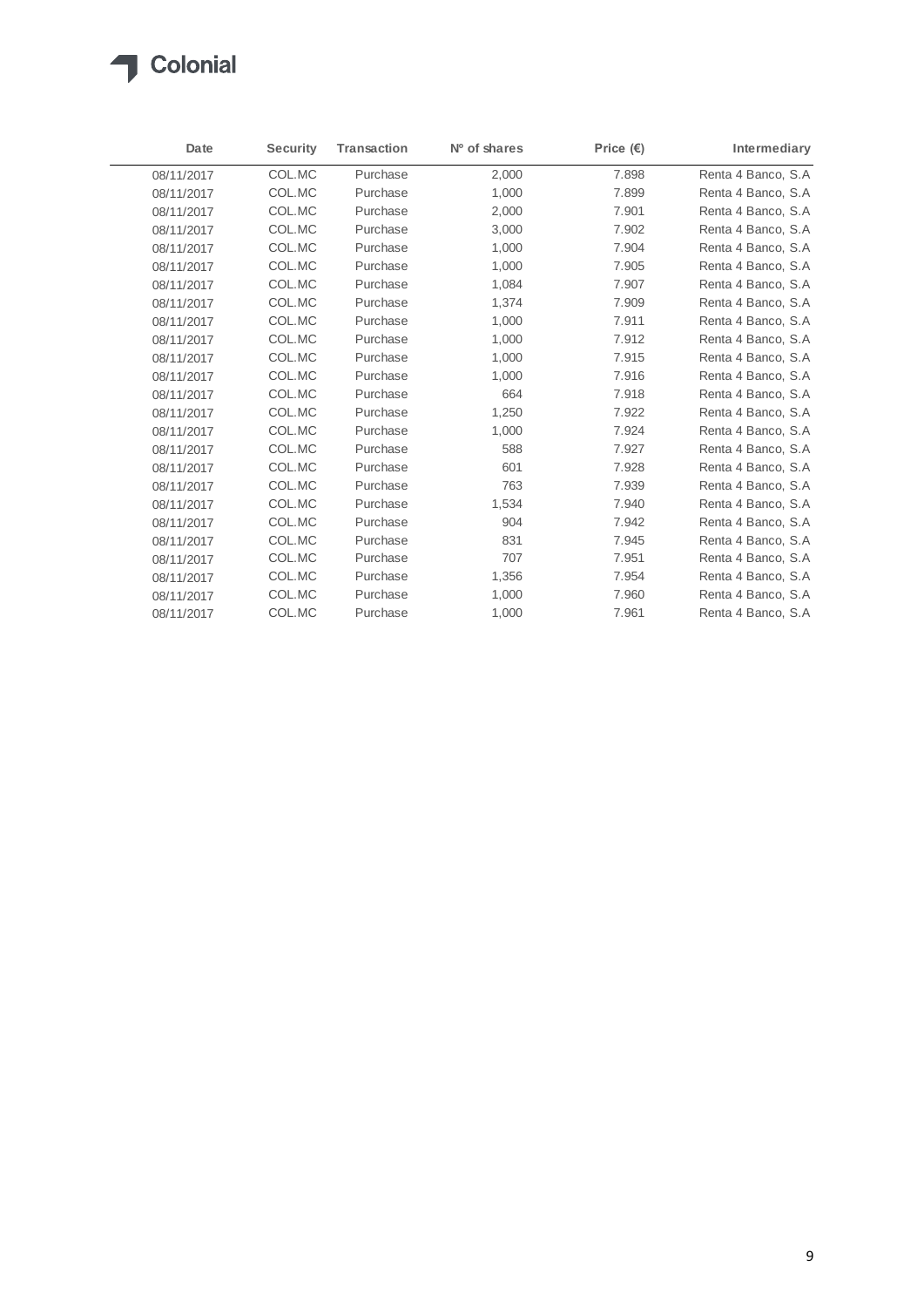| Date | Security | Transaction | Nº of shares | Price (€) | Intermediary |
| --- | --- | --- | --- | --- | --- |
| 08/11/2017 | COL.MC | Purchase | 2,000 | 7.898 | Renta 4 Banco, S.A |
| 08/11/2017 | COL.MC | Purchase | 1,000 | 7.899 | Renta 4 Banco, S.A |
| 08/11/2017 | COL.MC | Purchase | 2,000 | 7.901 | Renta 4 Banco, S.A |
| 08/11/2017 | COL.MC | Purchase | 3,000 | 7.902 | Renta 4 Banco, S.A |
| 08/11/2017 | COL.MC | Purchase | 1,000 | 7.904 | Renta 4 Banco, S.A |
| 08/11/2017 | COL.MC | Purchase | 1,000 | 7.905 | Renta 4 Banco, S.A |
| 08/11/2017 | COL.MC | Purchase | 1,084 | 7.907 | Renta 4 Banco, S.A |
| 08/11/2017 | COL.MC | Purchase | 1,374 | 7.909 | Renta 4 Banco, S.A |
| 08/11/2017 | COL.MC | Purchase | 1,000 | 7.911 | Renta 4 Banco, S.A |
| 08/11/2017 | COL.MC | Purchase | 1,000 | 7.912 | Renta 4 Banco, S.A |
| 08/11/2017 | COL.MC | Purchase | 1,000 | 7.915 | Renta 4 Banco, S.A |
| 08/11/2017 | COL.MC | Purchase | 1,000 | 7.916 | Renta 4 Banco, S.A |
| 08/11/2017 | COL.MC | Purchase | 664 | 7.918 | Renta 4 Banco, S.A |
| 08/11/2017 | COL.MC | Purchase | 1,250 | 7.922 | Renta 4 Banco, S.A |
| 08/11/2017 | COL.MC | Purchase | 1,000 | 7.924 | Renta 4 Banco, S.A |
| 08/11/2017 | COL.MC | Purchase | 588 | 7.927 | Renta 4 Banco, S.A |
| 08/11/2017 | COL.MC | Purchase | 601 | 7.928 | Renta 4 Banco, S.A |
| 08/11/2017 | COL.MC | Purchase | 763 | 7.939 | Renta 4 Banco, S.A |
| 08/11/2017 | COL.MC | Purchase | 1,534 | 7.940 | Renta 4 Banco, S.A |
| 08/11/2017 | COL.MC | Purchase | 904 | 7.942 | Renta 4 Banco, S.A |
| 08/11/2017 | COL.MC | Purchase | 831 | 7.945 | Renta 4 Banco, S.A |
| 08/11/2017 | COL.MC | Purchase | 707 | 7.951 | Renta 4 Banco, S.A |
| 08/11/2017 | COL.MC | Purchase | 1,356 | 7.954 | Renta 4 Banco, S.A |
| 08/11/2017 | COL.MC | Purchase | 1,000 | 7.960 | Renta 4 Banco, S.A |
| 08/11/2017 | COL.MC | Purchase | 1,000 | 7.961 | Renta 4 Banco, S.A |